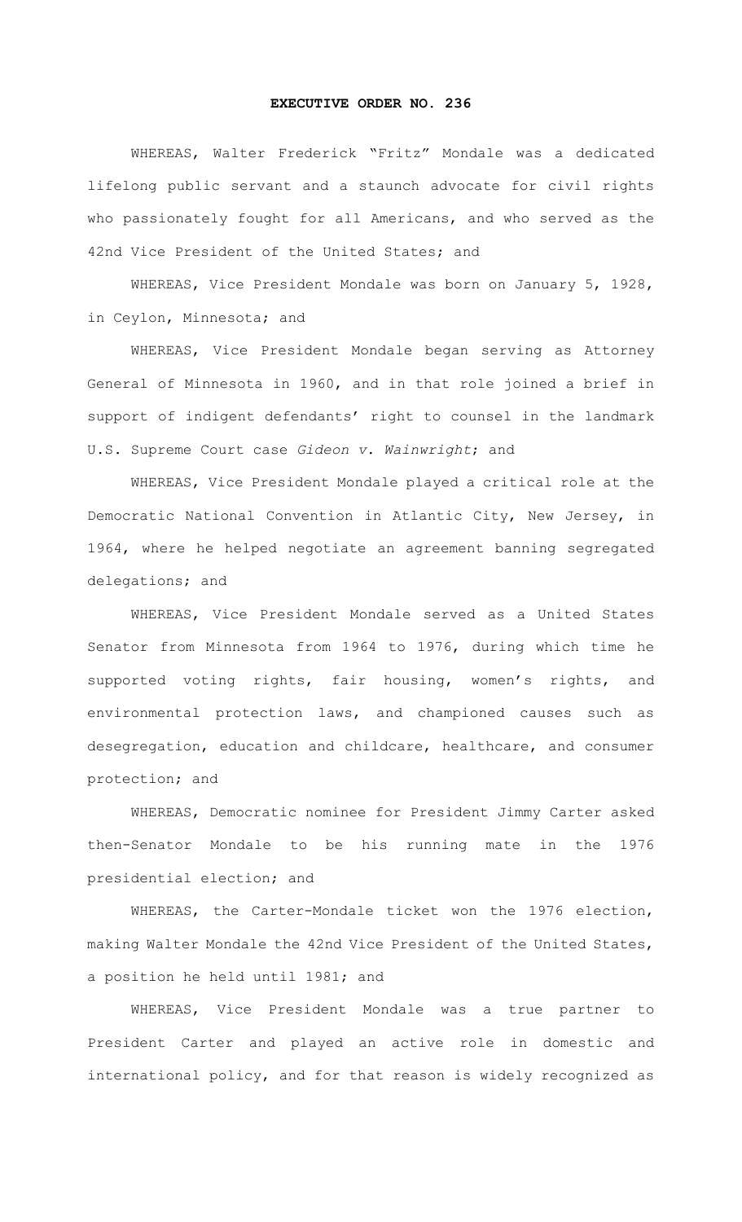# EXECUTIVE ORDER NO. 236

WHEREAS, Walter Frederick "Fritz" Mondale was a dedicated lifelong public servant and a staunch advocate for civil rights who passionately fought for all Americans, and who served as the 42nd Vice President of the United States; and

WHEREAS, Vice President Mondale was born on January 5, 1928, in Ceylon, Minnesota; and

WHEREAS, Vice President Mondale began serving as Attorney General of Minnesota in 1960, and in that role joined a brief in support of indigent defendants' right to counsel in the landmark U.S. Supreme Court case *Gideon v. Wainwright*; and

WHEREAS, Vice President Mondale played a critical role at the Democratic National Convention in Atlantic City, New Jersey, in 1964, where he helped negotiate an agreement banning segregated delegations; and

WHEREAS, Vice President Mondale served as a United States Senator from Minnesota from 1964 to 1976, during which time he supported voting rights, fair housing, women's rights, and environmental protection laws, and championed causes such as desegregation, education and childcare, healthcare, and consumer protection; and

WHEREAS, Democratic nominee for President Jimmy Carter asked then-Senator Mondale to be his running mate in the 1976 presidential election; and

WHEREAS, the Carter-Mondale ticket won the 1976 election, making Walter Mondale the 42nd Vice President of the United States, a position he held until 1981; and

WHEREAS, Vice President Mondale was a true partner to President Carter and played an active role in domestic and international policy, and for that reason is widely recognized as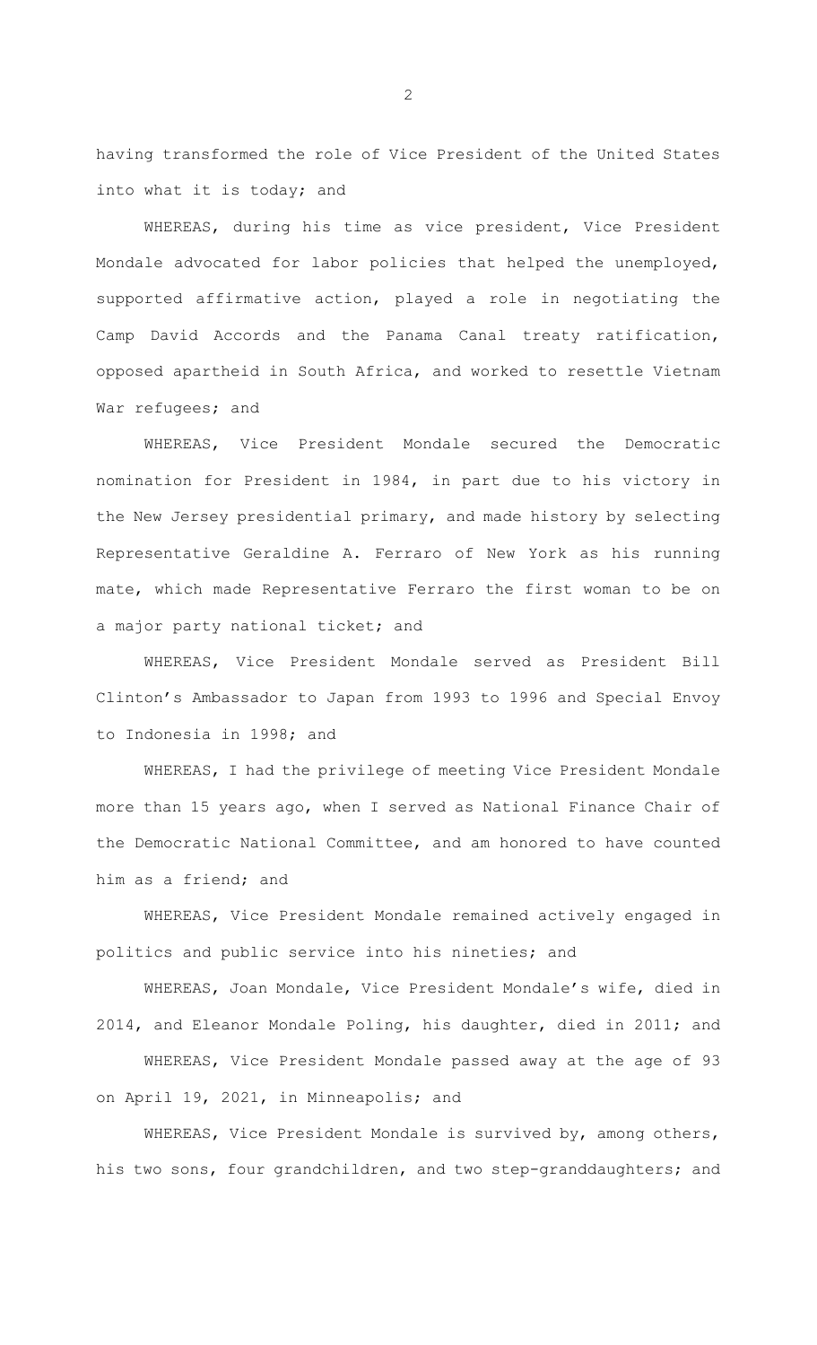having transformed the role of Vice President of the United States into what it is today; and

WHEREAS, during his time as vice president, Vice President Mondale advocated for labor policies that helped the unemployed, supported affirmative action, played a role in negotiating the Camp David Accords and the Panama Canal treaty ratification, opposed apartheid in South Africa, and worked to resettle Vietnam War refugees; and

WHEREAS, Vice President Mondale secured the Democratic nomination for President in 1984, in part due to his victory in the New Jersey presidential primary, and made history by selecting Representative Geraldine A. Ferraro of New York as his running mate, which made Representative Ferraro the first woman to be on a major party national ticket; and

WHEREAS, Vice President Mondale served as President Bill Clinton's Ambassador to Japan from 1993 to 1996 and Special Envoy to Indonesia in 1998; and

WHEREAS, I had the privilege of meeting Vice President Mondale more than 15 years ago, when I served as National Finance Chair of the Democratic National Committee, and am honored to have counted him as a friend; and

WHEREAS, Vice President Mondale remained actively engaged in politics and public service into his nineties; and

WHEREAS, Joan Mondale, Vice President Mondale's wife, died in 2014, and Eleanor Mondale Poling, his daughter, died in 2011; and

WHEREAS, Vice President Mondale passed away at the age of 93 on April 19, 2021, in Minneapolis; and

WHEREAS, Vice President Mondale is survived by, among others, his two sons, four grandchildren, and two step-granddaughters; and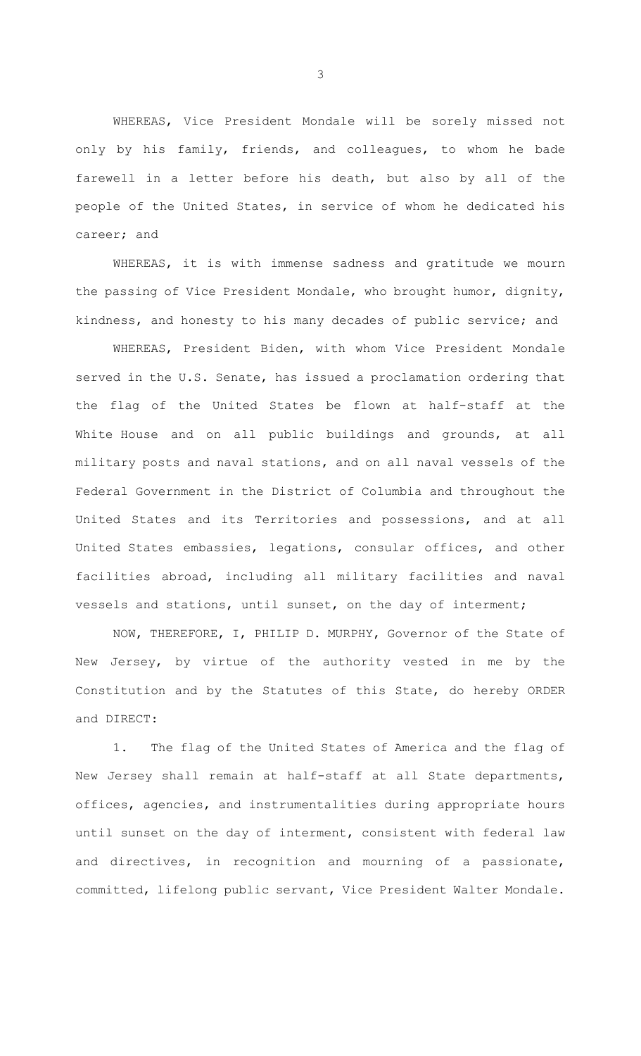WHEREAS, Vice President Mondale will be sorely missed not only by his family, friends, and colleagues, to whom he bade farewell in a letter before his death, but also by all of the people of the United States, in service of whom he dedicated his career; and

WHEREAS, it is with immense sadness and gratitude we mourn the passing of Vice President Mondale, who brought humor, dignity, kindness, and honesty to his many decades of public service; and

WHEREAS, President Biden, with whom Vice President Mondale served in the U.S. Senate, has issued a proclamation ordering that the flag of the United States be flown at half-staff at the White House and on all public buildings and grounds, at all military posts and naval stations, and on all naval vessels of the Federal Government in the District of Columbia and throughout the United States and its Territories and possessions, and at all United States embassies, legations, consular offices, and other facilities abroad, including all military facilities and naval vessels and stations, until sunset, on the day of interment;

NOW, THEREFORE, I, PHILIP D. MURPHY, Governor of the State of New Jersey, by virtue of the authority vested in me by the Constitution and by the Statutes of this State, do hereby ORDER and DIRECT:

1. The flag of the United States of America and the flag of New Jersey shall remain at half-staff at all State departments, offices, agencies, and instrumentalities during appropriate hours until sunset on the day of interment, consistent with federal law and directives, in recognition and mourning of a passionate, committed, lifelong public servant, Vice President Walter Mondale.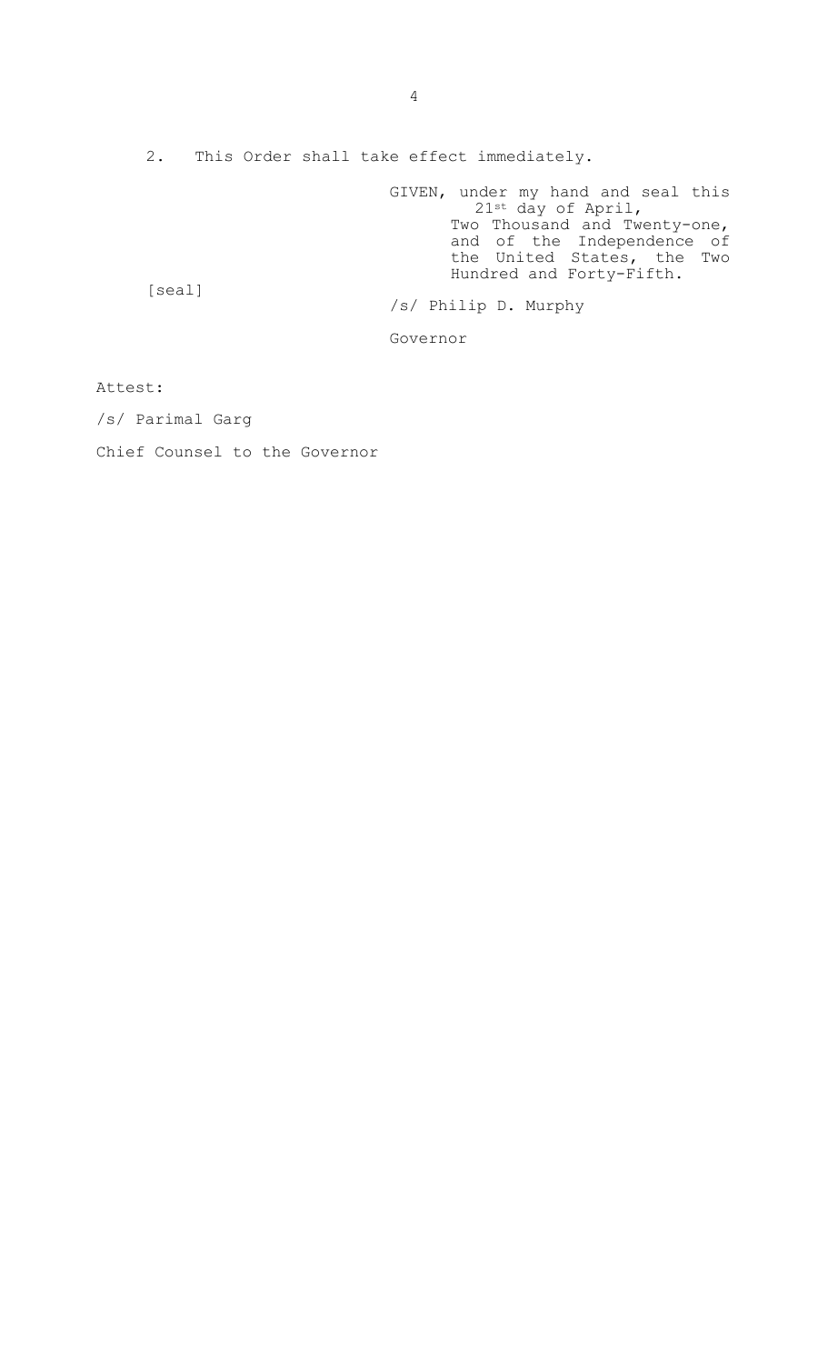2. This Order shall take effect immediately.

GIVEN, under my hand and seal this 21st day of April, Two Thousand and Twenty-one, and of the Independence of the United States, the Two Hundred and Forty-Fifth.

[seal]

/s/ Philip D. Murphy

Governor

Attest:

/s/ Parimal Garg

Chief Counsel to the Governor